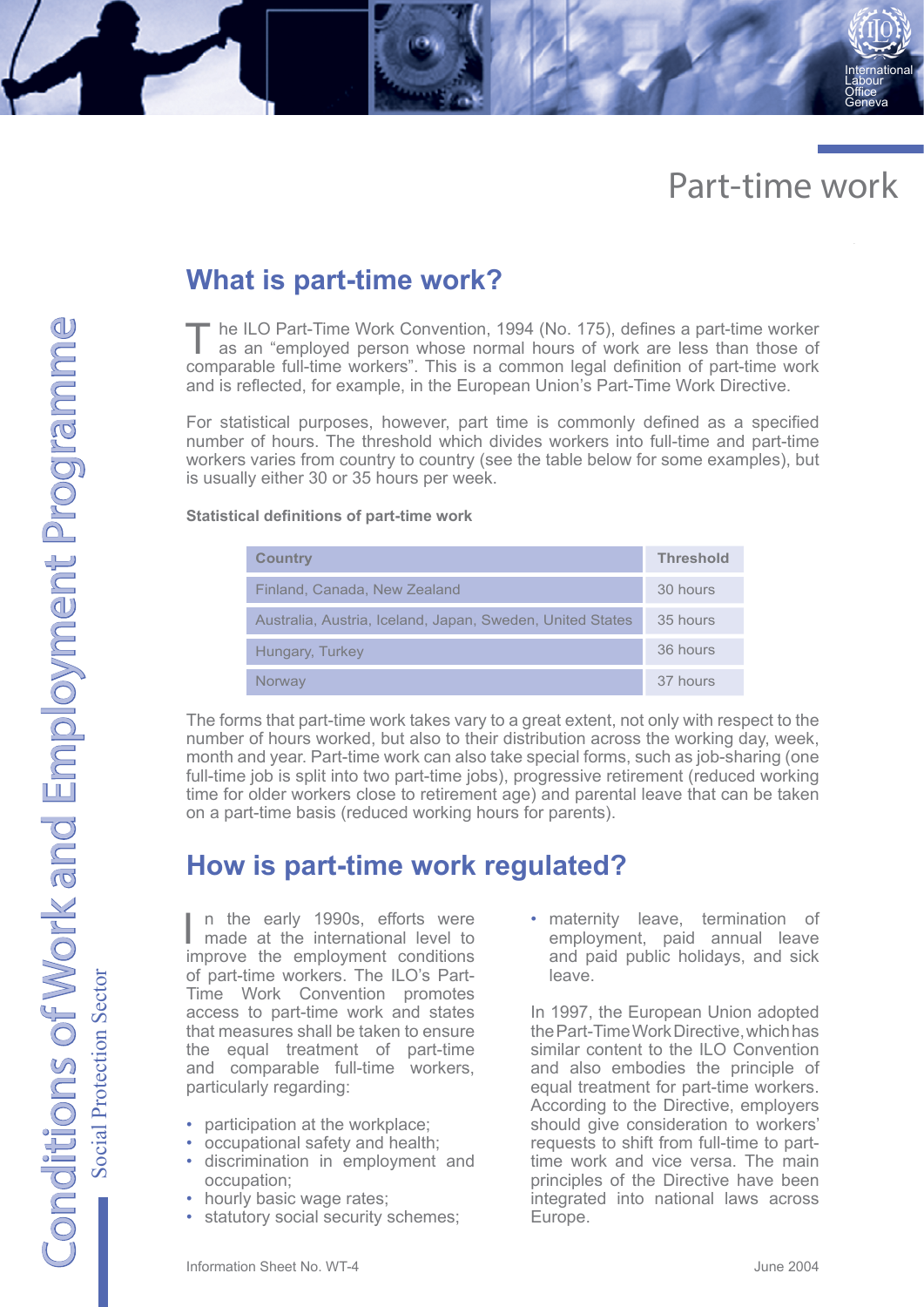# Part-time work

## What is part-time work?

The ILO Part-Time Work Convention, 1994 (No. 175), defines a part-time worker as an "employed person whose normal hours of work are less than those of comparable full-time workers". This is a common legal definition of part-time work and is reflected, for example, in the European Union's Part-Time Work Directive.

For statistical purposes, however, part time is commonly defined as a specified number of hours. The threshold which divides workers into full-time and part-time workers varies from country to country (see the table below for some examples), but is usually either 30 or 35 hours per week.

**Statistical definitions of part-time work**

| Country | Threshold |
|---|---|
| Finland, Canada, New Zealand | 30 hours |
| Australia, Austria, Iceland, Japan, Sweden, United States | 35 hours |
| Hungary, Turkey | 36 hours |
| Norway | 37 hours |

The forms that part-time work takes vary to a great extent, not only with respect to the number of hours worked, but also to their distribution across the working day, week, month and year. Part-time work can also take special forms, such as job-sharing (one full-time job is split into two part-time jobs), progressive retirement (reduced working time for older workers close to retirement age) and parental leave that can be taken on a part-time basis (reduced working hours for parents).

## How is part-time work regulated?

In the early 1990s, efforts were made at the international level to improve the employment conditions of part-time workers. The ILO's Part-Time Work Convention promotes access to part-time work and states that measures shall be taken to ensure the equal treatment of part-time and comparable full-time workers, particularly regarding:

- participation at the workplace;
- occupational safety and health;
- discrimination in employment and occupation;
- hourly basic wage rates;
- statutory social security schemes;
- maternity leave, termination of employment, paid annual leave and paid public holidays, and sick leave.

In 1997, the European Union adopted the Part-Time Work Directive, which has similar content to the ILO Convention and also embodies the principle of equal treatment for part-time workers. According to the Directive, employers should give consideration to workers' requests to shift from full-time to part-time work and vice versa. The main principles of the Directive have been integrated into national laws across Europe.

Information Sheet No. WT-4

June 2004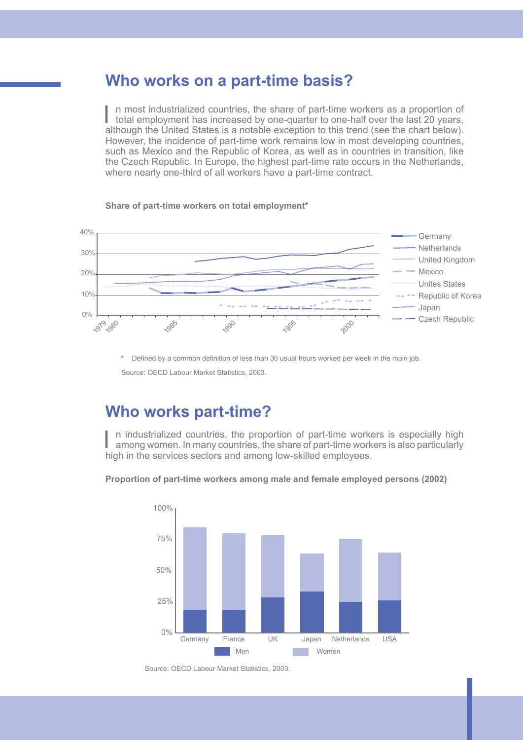## Who works on a part-time basis?

In most industrialized countries, the share of part-time workers as a proportion of total employment has increased by one-quarter to one-half over the last 20 years, although the United States is a notable exception to this trend (see the chart below). However, the incidence of part-time work remains low in most developing countries, such as Mexico and the Republic of Korea, as well as in countries in transition, like the Czech Republic. In Europe, the highest part-time rate occurs in the Netherlands, where nearly one-third of all workers have a part-time contract.

**Share of part-time workers on total employment***

40%
30%
20%
10%
0%
1979
1980
1985
1990
1995
2000

Germany
Netherlands
United Kingdom
Mexico
Unites States
Republic of Korea
Japan
Czech Republic

\* Defined by a common definition of less than 30 usual hours worked per week in the main job.

Source: OECD Labour Market Statistics, 2003.

## Who works part-time?

In industrialized countries, the proportion of part-time workers is especially high among women. In many countries, the share of part-time workers is also particularly high in the services sectors and among low-skilled employees.

**Proportion of part-time workers among male and female employed persons (2002)**

100%
75%
50%
25%
0%
Germany
France
UK
Japan
Netherlands
USA
Men
Women

Source: OECD Labour Market Statistics, 2003.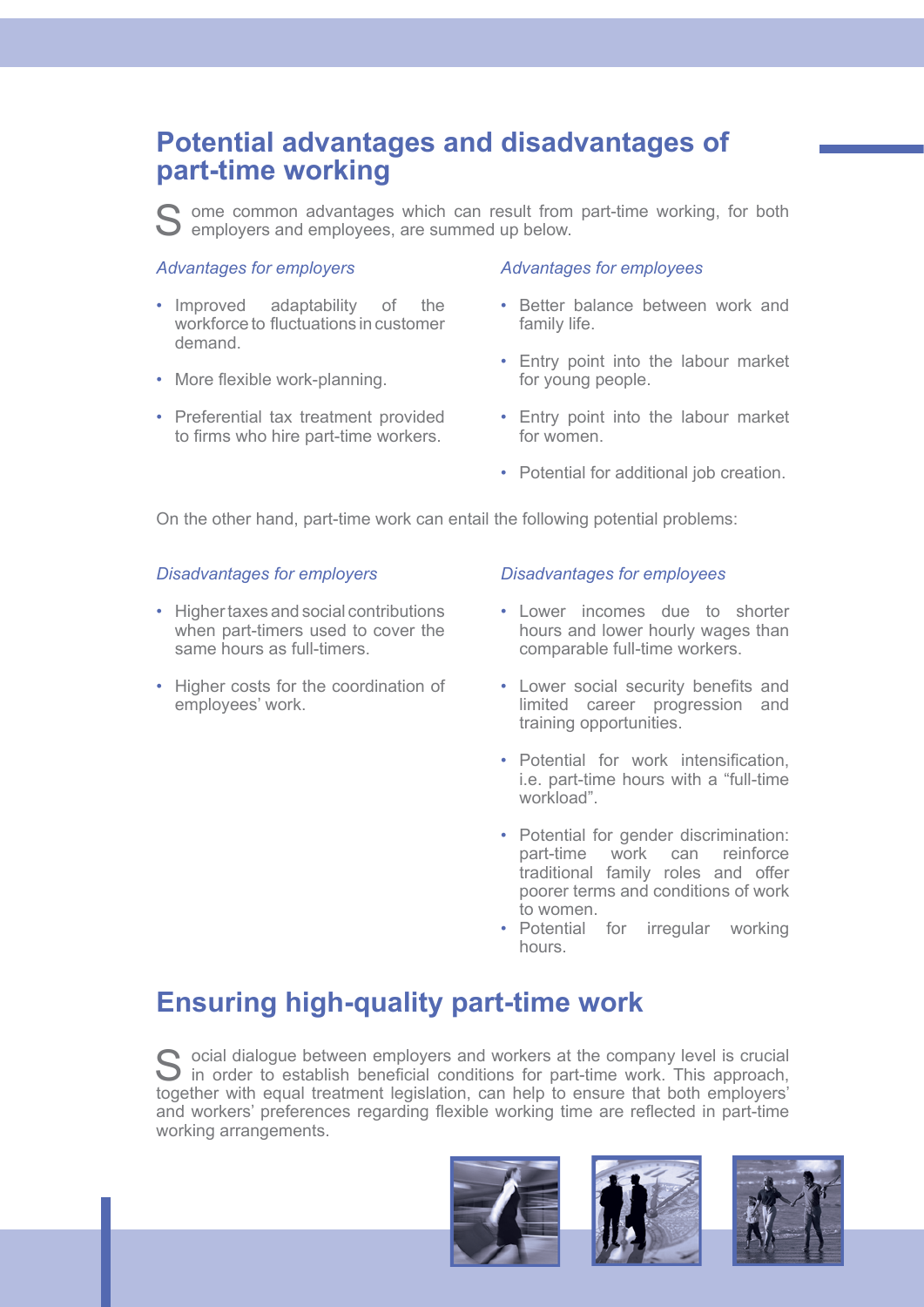## Potential advantages and disadvantages of part-time working

Some common advantages which can result from part-time working, for both employers and employees, are summed up below.

*Advantages for employers*

- Improved adaptability of the workforce to fluctuations in customer demand.
- More flexible work-planning.
- Preferential tax treatment provided to firms who hire part-time workers.

*Advantages for employees*

- Better balance between work and family life.
- Entry point into the labour market for young people.
- Entry point into the labour market for women.
- Potential for additional job creation.

On the other hand, part-time work can entail the following potential problems:

*Disadvantages for employers*

- Higher taxes and social contributions when part-timers used to cover the same hours as full-timers.
- Higher costs for the coordination of employees' work.

*Disadvantages for employees*

- Lower incomes due to shorter hours and lower hourly wages than comparable full-time workers.
- Lower social security benefits and limited career progression and training opportunities.
- Potential for work intensification, i.e. part-time hours with a "full-time workload".
- Potential for gender discrimination: part-time work can reinforce traditional family roles and offer poorer terms and conditions of work to women.
- Potential for irregular working hours.

## Ensuring high-quality part-time work

Social dialogue between employers and workers at the company level is crucial in order to establish beneficial conditions for part-time work. This approach, together with equal treatment legislation, can help to ensure that both employers' and workers' preferences regarding flexible working time are reflected in part-time working arrangements.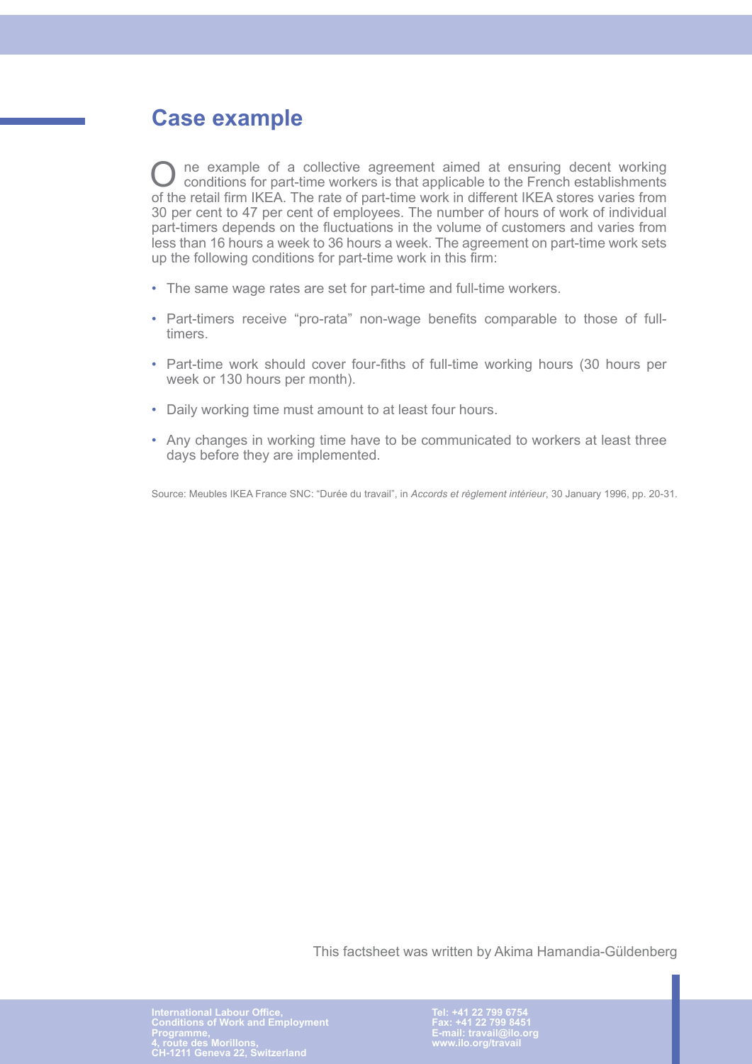## Case example

One example of a collective agreement aimed at ensuring decent working conditions for part-time workers is that applicable to the French establishments of the retail firm IKEA. The rate of part-time work in different IKEA stores varies from 30 per cent to 47 per cent of employees. The number of hours of work of individual part-timers depends on the fluctuations in the volume of customers and varies from less than 16 hours a week to 36 hours a week. The agreement on part-time work sets up the following conditions for part-time work in this firm:

- The same wage rates are set for part-time and full-time workers.
- Part-timers receive "pro-rata" non-wage benefits comparable to those of full-timers.
- Part-time work should cover four-fiths of full-time working hours (30 hours per week or 130 hours per month).
- Daily working time must amount to at least four hours.
- Any changes in working time have to be communicated to workers at least three days before they are implemented.

Source: Meubles IKEA France SNC: "Durée du travail", in *Accords et règlement intérieur*, 30 January 1996, pp. 20-31.

This factsheet was written by Akima Hamandia-Güldenberg

**International Labour Office,**
**Conditions of Work and Employment Programme,**
**4, route des Morillons,**
**CH-1211 Geneva 22, Switzerland**

**Tel: +41 22 799 6754**
**Fax: +41 22 799 8451**
**E-mail: travail@ilo.org**
**www.ilo.org/travail**